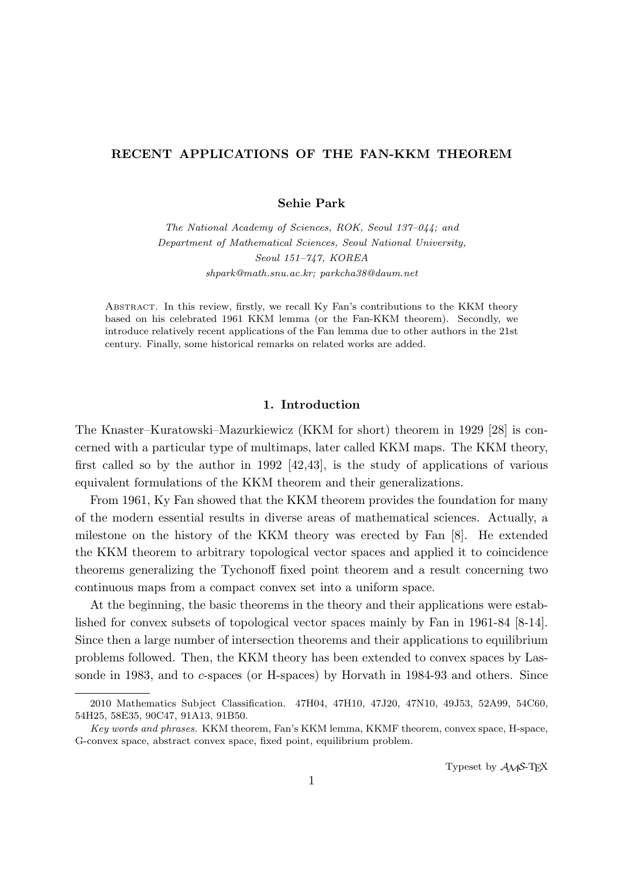# RECENT APPLICATIONS OF THE FAN-KKM THEOREM

**Sehie Park**

*The National Academy of Sciences, ROK, Seoul 137–044; and*
*Department of Mathematical Sciences, Seoul National University,*
*Seoul 151–747, KOREA*
*shpark@math.snu.ac.kr; parkcha38@daum.net*

Abstract. In this review, firstly, we recall Ky Fan's contributions to the KKM theory based on his celebrated 1961 KKM lemma (or the Fan-KKM theorem). Secondly, we introduce relatively recent applications of the Fan lemma due to other authors in the 21st century. Finally, some historical remarks on related works are added.

## 1. Introduction

The Knaster–Kuratowski–Mazurkiewicz (KKM for short) theorem in 1929 [28] is concerned with a particular type of multimaps, later called KKM maps. The KKM theory, first called so by the author in 1992 [42,43], is the study of applications of various equivalent formulations of the KKM theorem and their generalizations.

From 1961, Ky Fan showed that the KKM theorem provides the foundation for many of the modern essential results in diverse areas of mathematical sciences. Actually, a milestone on the history of the KKM theory was erected by Fan [8]. He extended the KKM theorem to arbitrary topological vector spaces and applied it to coincidence theorems generalizing the Tychonoff fixed point theorem and a result concerning two continuous maps from a compact convex set into a uniform space.

At the beginning, the basic theorems in the theory and their applications were established for convex subsets of topological vector spaces mainly by Fan in 1961-84 [8-14]. Since then a large number of intersection theorems and their applications to equilibrium problems followed. Then, the KKM theory has been extended to convex spaces by Lassonde in 1983, and to $c$-spaces (or H-spaces) by Horvath in 1984-93 and others. Since

2010 Mathematics Subject Classification. 47H04, 47H10, 47J20, 47N10, 49J53, 52A99, 54C60, 54H25, 58E35, 90C47, 91A13, 91B50.

*Key words and phrases.* KKM theorem, Fan's KKM lemma, KKMF theorem, convex space, H-space, G-convex space, abstract convex space, fixed point, equilibrium problem.

Typeset by $\mathcal{AMS}$-TEX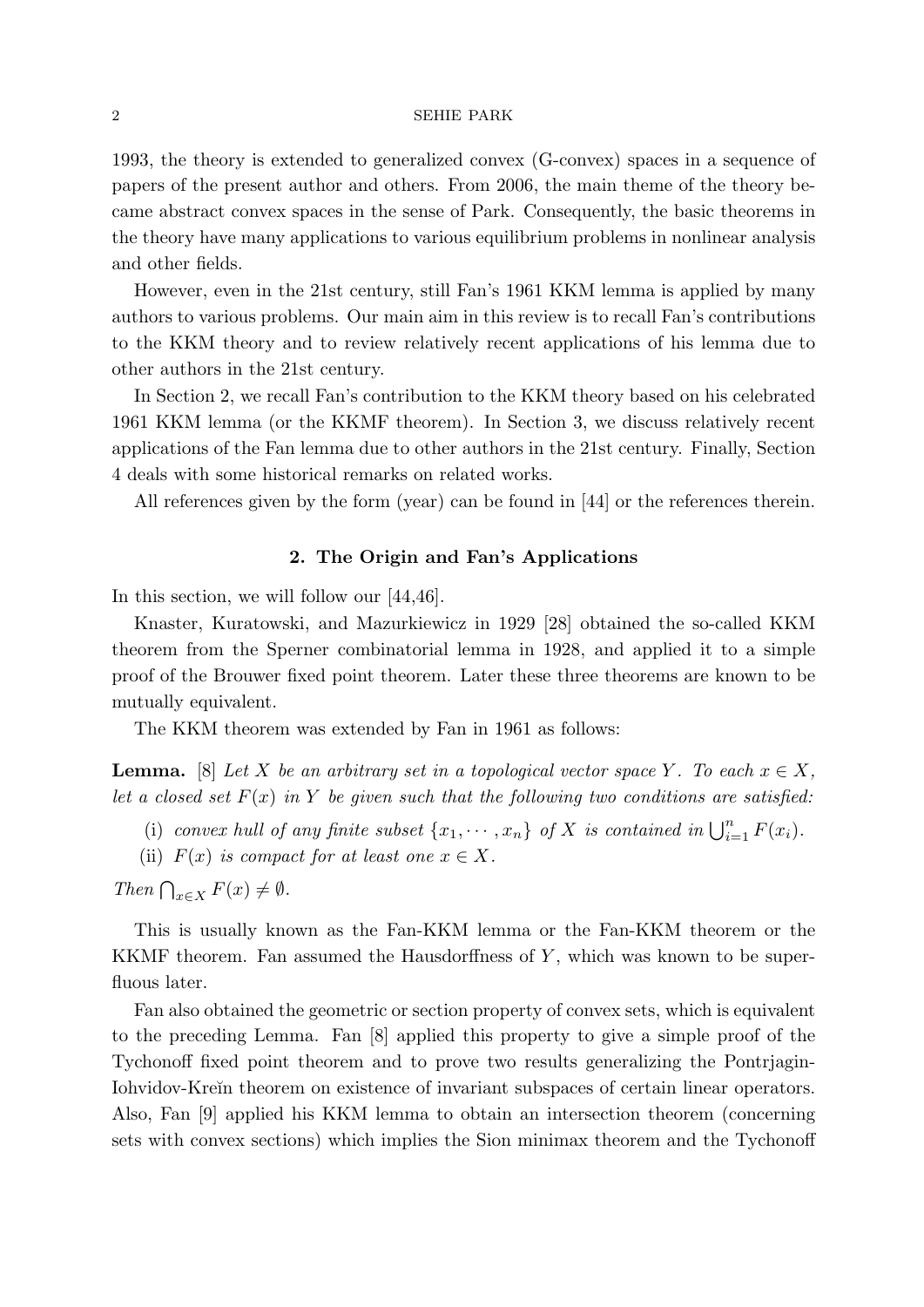1993, the theory is extended to generalized convex (G-convex) spaces in a sequence of papers of the present author and others. From 2006, the main theme of the theory became abstract convex spaces in the sense of Park. Consequently, the basic theorems in the theory have many applications to various equilibrium problems in nonlinear analysis and other fields.

However, even in the 21st century, still Fan's 1961 KKM lemma is applied by many authors to various problems. Our main aim in this review is to recall Fan's contributions to the KKM theory and to review relatively recent applications of his lemma due to other authors in the 21st century.

In Section 2, we recall Fan's contribution to the KKM theory based on his celebrated 1961 KKM lemma (or the KKMF theorem). In Section 3, we discuss relatively recent applications of the Fan lemma due to other authors in the 21st century. Finally, Section 4 deals with some historical remarks on related works.

All references given by the form (year) can be found in [44] or the references therein.

## 2. The Origin and Fan's Applications

In this section, we will follow our [44,46].

Knaster, Kuratowski, and Mazurkiewicz in 1929 [28] obtained the so-called KKM theorem from the Sperner combinatorial lemma in 1928, and applied it to a simple proof of the Brouwer fixed point theorem. Later these three theorems are known to be mutually equivalent.

The KKM theorem was extended by Fan in 1961 as follows:

**Lemma.** [8] *Let $X$ be an arbitrary set in a topological vector space $Y$. To each $x \in X$, let a closed set $F(x)$ in $Y$ be given such that the following two conditions are satisfied:*

(i) *convex hull of any finite subset $\{x_1, \cdots, x_n\}$ of $X$ is contained in $\bigcup_{i=1}^{n} F(x_i)$.*

(ii) *$F(x)$ is compact for at least one $x \in X$.*

*Then $\bigcap_{x \in X} F(x) \neq \emptyset$.*

This is usually known as the Fan-KKM lemma or the Fan-KKM theorem or the KKMF theorem. Fan assumed the Hausdorffness of $Y$, which was known to be superfluous later.

Fan also obtained the geometric or section property of convex sets, which is equivalent to the preceding Lemma. Fan [8] applied this property to give a simple proof of the Tychonoff fixed point theorem and to prove two results generalizing the Pontrjagin-Iohvidov-Kreĭn theorem on existence of invariant subspaces of certain linear operators. Also, Fan [9] applied his KKM lemma to obtain an intersection theorem (concerning sets with convex sections) which implies the Sion minimax theorem and the Tychonoff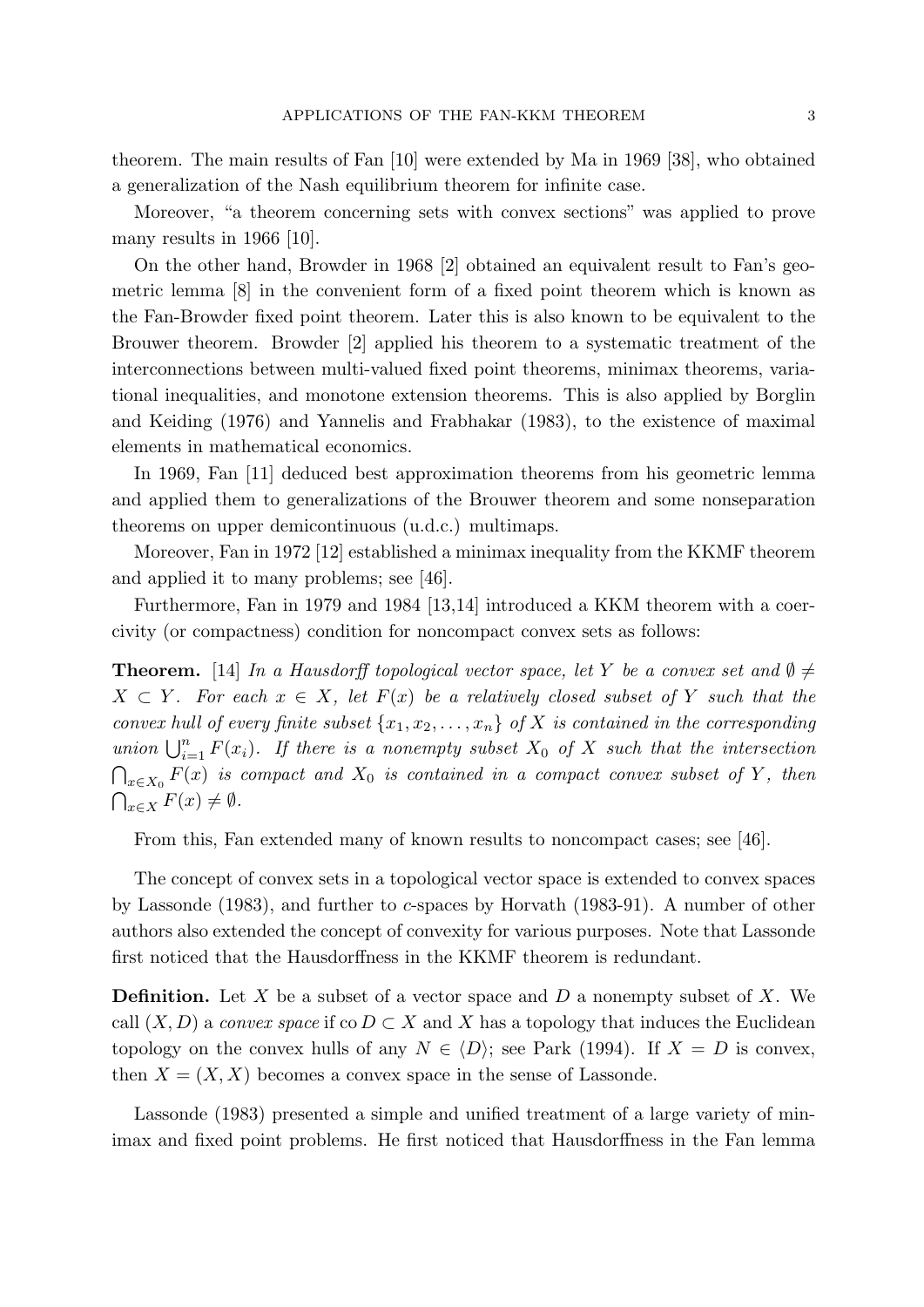theorem. The main results of Fan [10] were extended by Ma in 1969 [38], who obtained a generalization of the Nash equilibrium theorem for infinite case.

Moreover, "a theorem concerning sets with convex sections" was applied to prove many results in 1966 [10].

On the other hand, Browder in 1968 [2] obtained an equivalent result to Fan's geometric lemma [8] in the convenient form of a fixed point theorem which is known as the Fan-Browder fixed point theorem. Later this is also known to be equivalent to the Brouwer theorem. Browder [2] applied his theorem to a systematic treatment of the interconnections between multi-valued fixed point theorems, minimax theorems, variational inequalities, and monotone extension theorems. This is also applied by Borglin and Keiding (1976) and Yannelis and Frabhakar (1983), to the existence of maximal elements in mathematical economics.

In 1969, Fan [11] deduced best approximation theorems from his geometric lemma and applied them to generalizations of the Brouwer theorem and some nonseparation theorems on upper demicontinuous (u.d.c.) multimaps.

Moreover, Fan in 1972 [12] established a minimax inequality from the KKMF theorem and applied it to many problems; see [46].

Furthermore, Fan in 1979 and 1984 [13,14] introduced a KKM theorem with a coercivity (or compactness) condition for noncompact convex sets as follows:

**Theorem.** [14] *In a Hausdorff topological vector space, let $Y$ be a convex set and $\emptyset \neq X \subset Y$. For each $x \in X$, let $F(x)$ be a relatively closed subset of $Y$ such that the convex hull of every finite subset $\{x_1, x_2, \ldots, x_n\}$ of $X$ is contained in the corresponding union $\bigcup_{i=1}^{n} F(x_i)$. If there is a nonempty subset $X_0$ of $X$ such that the intersection $\bigcap_{x \in X_0} F(x)$ is compact and $X_0$ is contained in a compact convex subset of $Y$, then $\bigcap_{x \in X} F(x) \neq \emptyset$.*

From this, Fan extended many of known results to noncompact cases; see [46].

The concept of convex sets in a topological vector space is extended to convex spaces by Lassonde (1983), and further to $c$-spaces by Horvath (1983-91). A number of other authors also extended the concept of convexity for various purposes. Note that Lassonde first noticed that the Hausdorffness in the KKMF theorem is redundant.

**Definition.** Let $X$ be a subset of a vector space and $D$ a nonempty subset of $X$. We call $(X, D)$ a *convex space* if $\operatorname{co} D \subset X$ and $X$ has a topology that induces the Euclidean topology on the convex hulls of any $N \in \langle D \rangle$; see Park (1994). If $X = D$ is convex, then $X = (X, X)$ becomes a convex space in the sense of Lassonde.

Lassonde (1983) presented a simple and unified treatment of a large variety of minimax and fixed point problems. He first noticed that Hausdorffness in the Fan lemma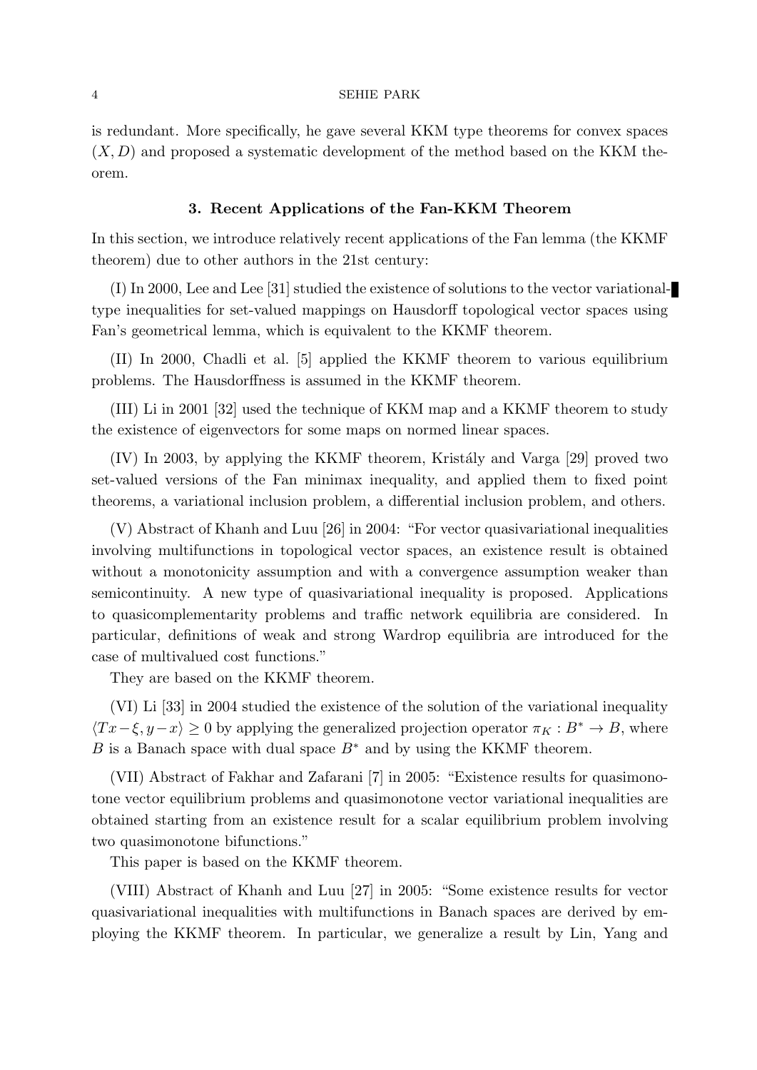is redundant. More specifically, he gave several KKM type theorems for convex spaces $(X, D)$ and proposed a systematic development of the method based on the KKM theorem.

### 3. Recent Applications of the Fan-KKM Theorem

In this section, we introduce relatively recent applications of the Fan lemma (the KKMF theorem) due to other authors in the 21st century:

(I) In 2000, Lee and Lee [31] studied the existence of solutions to the vector variational-type inequalities for set-valued mappings on Hausdorff topological vector spaces using Fan's geometrical lemma, which is equivalent to the KKMF theorem.

(II) In 2000, Chadli et al. [5] applied the KKMF theorem to various equilibrium problems. The Hausdorffness is assumed in the KKMF theorem.

(III) Li in 2001 [32] used the technique of KKM map and a KKMF theorem to study the existence of eigenvectors for some maps on normed linear spaces.

(IV) In 2003, by applying the KKMF theorem, Kristály and Varga [29] proved two set-valued versions of the Fan minimax inequality, and applied them to fixed point theorems, a variational inclusion problem, a differential inclusion problem, and others.

(V) Abstract of Khanh and Luu [26] in 2004: "For vector quasivariational inequalities involving multifunctions in topological vector spaces, an existence result is obtained without a monotonicity assumption and with a convergence assumption weaker than semicontinuity. A new type of quasivariational inequality is proposed. Applications to quasicomplementarity problems and traffic network equilibria are considered. In particular, definitions of weak and strong Wardrop equilibria are introduced for the case of multivalued cost functions."

They are based on the KKMF theorem.

(VI) Li [33] in 2004 studied the existence of the solution of the variational inequality $\langle Tx - \xi, y - x \rangle \geq 0$ by applying the generalized projection operator $\pi_K : B^* \to B$, where $B$ is a Banach space with dual space $B^*$ and by using the KKMF theorem.

(VII) Abstract of Fakhar and Zafarani [7] in 2005: "Existence results for quasimonotone vector equilibrium problems and quasimonotone vector variational inequalities are obtained starting from an existence result for a scalar equilibrium problem involving two quasimonotone bifunctions."

This paper is based on the KKMF theorem.

(VIII) Abstract of Khanh and Luu [27] in 2005: "Some existence results for vector quasivariational inequalities with multifunctions in Banach spaces are derived by employing the KKMF theorem. In particular, we generalize a result by Lin, Yang and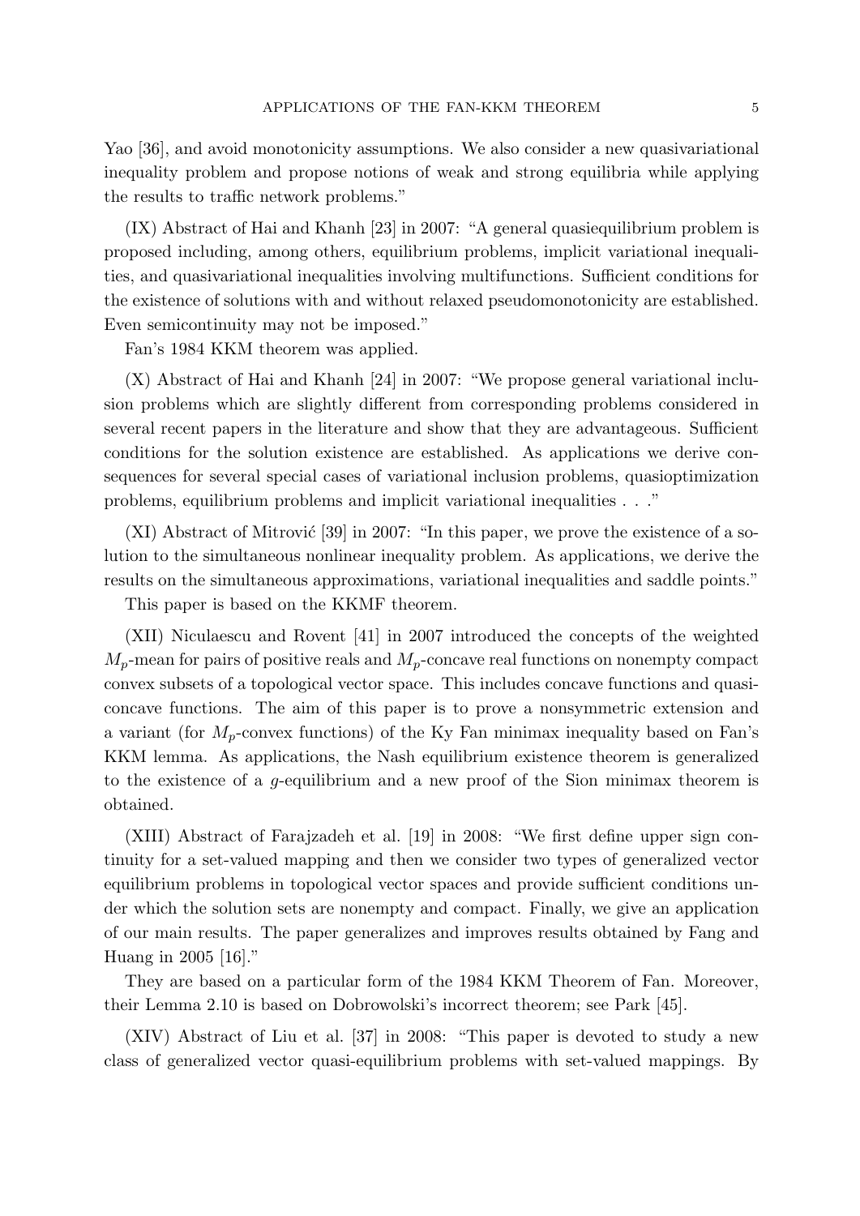Yao [36], and avoid monotonicity assumptions. We also consider a new quasivariational inequality problem and propose notions of weak and strong equilibria while applying the results to traffic network problems."

(IX) Abstract of Hai and Khanh [23] in 2007: "A general quasiequilibrium problem is proposed including, among others, equilibrium problems, implicit variational inequalities, and quasivariational inequalities involving multifunctions. Sufficient conditions for the existence of solutions with and without relaxed pseudomonotonicity are established. Even semicontinuity may not be imposed."

Fan's 1984 KKM theorem was applied.

(X) Abstract of Hai and Khanh [24] in 2007: "We propose general variational inclusion problems which are slightly different from corresponding problems considered in several recent papers in the literature and show that they are advantageous. Sufficient conditions for the solution existence are established. As applications we derive consequences for several special cases of variational inclusion problems, quasioptimization problems, equilibrium problems and implicit variational inequalities . . ."

(XI) Abstract of Mitrović [39] in 2007: "In this paper, we prove the existence of a solution to the simultaneous nonlinear inequality problem. As applications, we derive the results on the simultaneous approximations, variational inequalities and saddle points."

This paper is based on the KKMF theorem.

(XII) Niculaescu and Rovent [41] in 2007 introduced the concepts of the weighted $M_p$-mean for pairs of positive reals and $M_p$-concave real functions on nonempty compact convex subsets of a topological vector space. This includes concave functions and quasiconcave functions. The aim of this paper is to prove a nonsymmetric extension and a variant (for $M_p$-convex functions) of the Ky Fan minimax inequality based on Fan's KKM lemma. As applications, the Nash equilibrium existence theorem is generalized to the existence of a $g$-equilibrium and a new proof of the Sion minimax theorem is obtained.

(XIII) Abstract of Farajzadeh et al. [19] in 2008: "We first define upper sign continuity for a set-valued mapping and then we consider two types of generalized vector equilibrium problems in topological vector spaces and provide sufficient conditions under which the solution sets are nonempty and compact. Finally, we give an application of our main results. The paper generalizes and improves results obtained by Fang and Huang in 2005 [16]."

They are based on a particular form of the 1984 KKM Theorem of Fan. Moreover, their Lemma 2.10 is based on Dobrowolski's incorrect theorem; see Park [45].

(XIV) Abstract of Liu et al. [37] in 2008: "This paper is devoted to study a new class of generalized vector quasi-equilibrium problems with set-valued mappings. By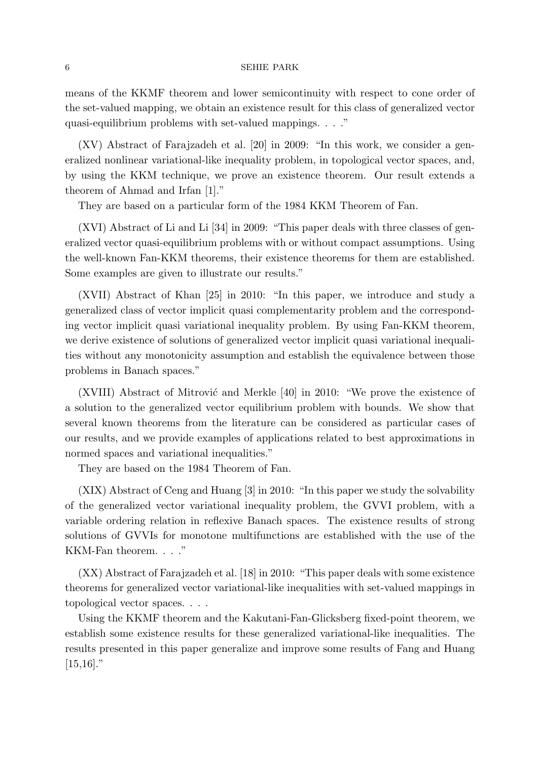means of the KKMF theorem and lower semicontinuity with respect to cone order of the set-valued mapping, we obtain an existence result for this class of generalized vector quasi-equilibrium problems with set-valued mappings. . . ."

(XV) Abstract of Farajzadeh et al. [20] in 2009: "In this work, we consider a generalized nonlinear variational-like inequality problem, in topological vector spaces, and, by using the KKM technique, we prove an existence theorem. Our result extends a theorem of Ahmad and Irfan [1]."

They are based on a particular form of the 1984 KKM Theorem of Fan.

(XVI) Abstract of Li and Li [34] in 2009: "This paper deals with three classes of generalized vector quasi-equilibrium problems with or without compact assumptions. Using the well-known Fan-KKM theorems, their existence theorems for them are established. Some examples are given to illustrate our results."

(XVII) Abstract of Khan [25] in 2010: "In this paper, we introduce and study a generalized class of vector implicit quasi complementarity problem and the corresponding vector implicit quasi variational inequality problem. By using Fan-KKM theorem, we derive existence of solutions of generalized vector implicit quasi variational inequalities without any monotonicity assumption and establish the equivalence between those problems in Banach spaces."

(XVIII) Abstract of Mitrović and Merkle [40] in 2010: "We prove the existence of a solution to the generalized vector equilibrium problem with bounds. We show that several known theorems from the literature can be considered as particular cases of our results, and we provide examples of applications related to best approximations in normed spaces and variational inequalities."

They are based on the 1984 Theorem of Fan.

(XIX) Abstract of Ceng and Huang [3] in 2010: "In this paper we study the solvability of the generalized vector variational inequality problem, the GVVI problem, with a variable ordering relation in reflexive Banach spaces. The existence results of strong solutions of GVVIs for monotone multifunctions are established with the use of the KKM-Fan theorem. . . ."

(XX) Abstract of Farajzadeh et al. [18] in 2010: "This paper deals with some existence theorems for generalized vector variational-like inequalities with set-valued mappings in topological vector spaces. . . .

Using the KKMF theorem and the Kakutani-Fan-Glicksberg fixed-point theorem, we establish some existence results for these generalized variational-like inequalities. The results presented in this paper generalize and improve some results of Fang and Huang [15,16]."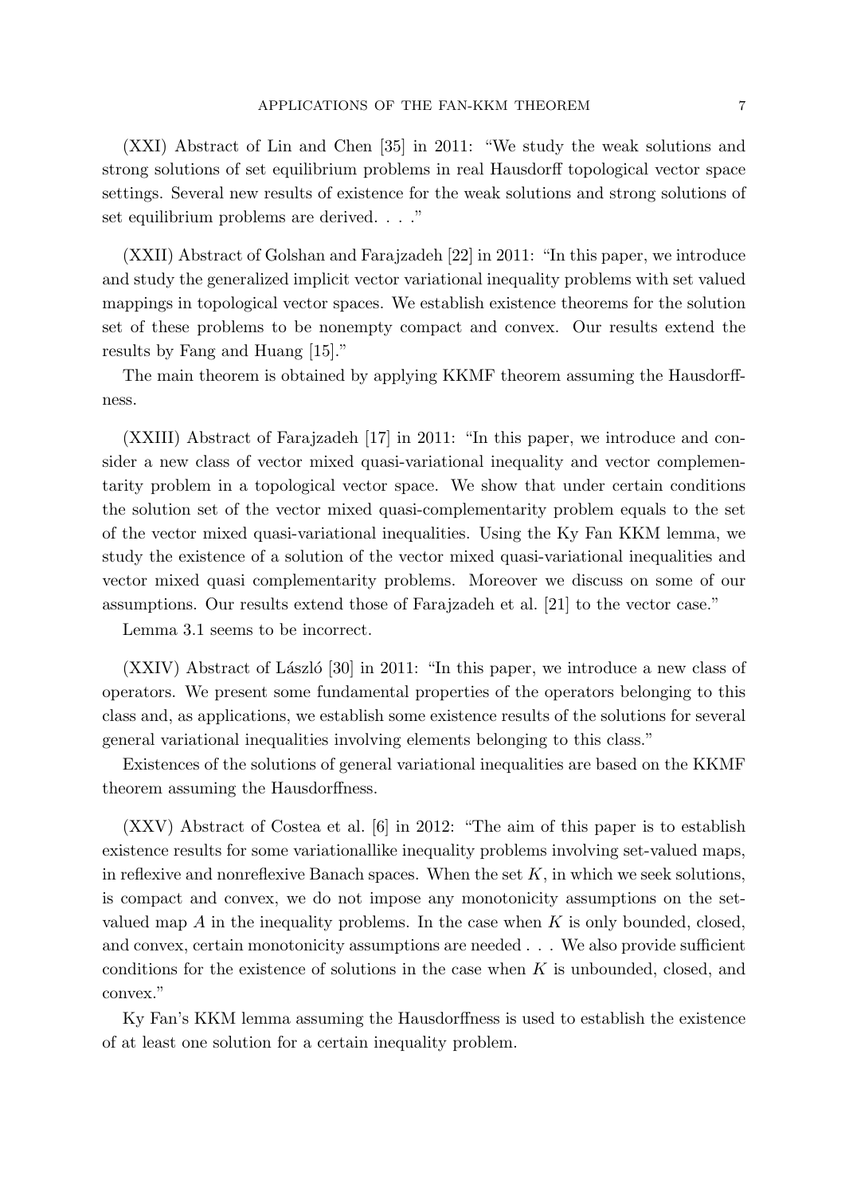(XXI) Abstract of Lin and Chen [35] in 2011: "We study the weak solutions and strong solutions of set equilibrium problems in real Hausdorff topological vector space settings. Several new results of existence for the weak solutions and strong solutions of set equilibrium problems are derived. . . ."

(XXII) Abstract of Golshan and Farajzadeh [22] in 2011: "In this paper, we introduce and study the generalized implicit vector variational inequality problems with set valued mappings in topological vector spaces. We establish existence theorems for the solution set of these problems to be nonempty compact and convex. Our results extend the results by Fang and Huang [15]."

The main theorem is obtained by applying KKMF theorem assuming the Hausdorffness.

(XXIII) Abstract of Farajzadeh [17] in 2011: "In this paper, we introduce and consider a new class of vector mixed quasi-variational inequality and vector complementarity problem in a topological vector space. We show that under certain conditions the solution set of the vector mixed quasi-complementarity problem equals to the set of the vector mixed quasi-variational inequalities. Using the Ky Fan KKM lemma, we study the existence of a solution of the vector mixed quasi-variational inequalities and vector mixed quasi complementarity problems. Moreover we discuss on some of our assumptions. Our results extend those of Farajzadeh et al. [21] to the vector case."

Lemma 3.1 seems to be incorrect.

(XXIV) Abstract of László [30] in 2011: "In this paper, we introduce a new class of operators. We present some fundamental properties of the operators belonging to this class and, as applications, we establish some existence results of the solutions for several general variational inequalities involving elements belonging to this class."

Existences of the solutions of general variational inequalities are based on the KKMF theorem assuming the Hausdorffness.

(XXV) Abstract of Costea et al. [6] in 2012: "The aim of this paper is to establish existence results for some variationallike inequality problems involving set-valued maps, in reflexive and nonreflexive Banach spaces. When the set $K$, in which we seek solutions, is compact and convex, we do not impose any monotonicity assumptions on the set-valued map $A$ in the inequality problems. In the case when $K$ is only bounded, closed, and convex, certain monotonicity assumptions are needed . . . We also provide sufficient conditions for the existence of solutions in the case when $K$ is unbounded, closed, and convex."

Ky Fan's KKM lemma assuming the Hausdorffness is used to establish the existence of at least one solution for a certain inequality problem.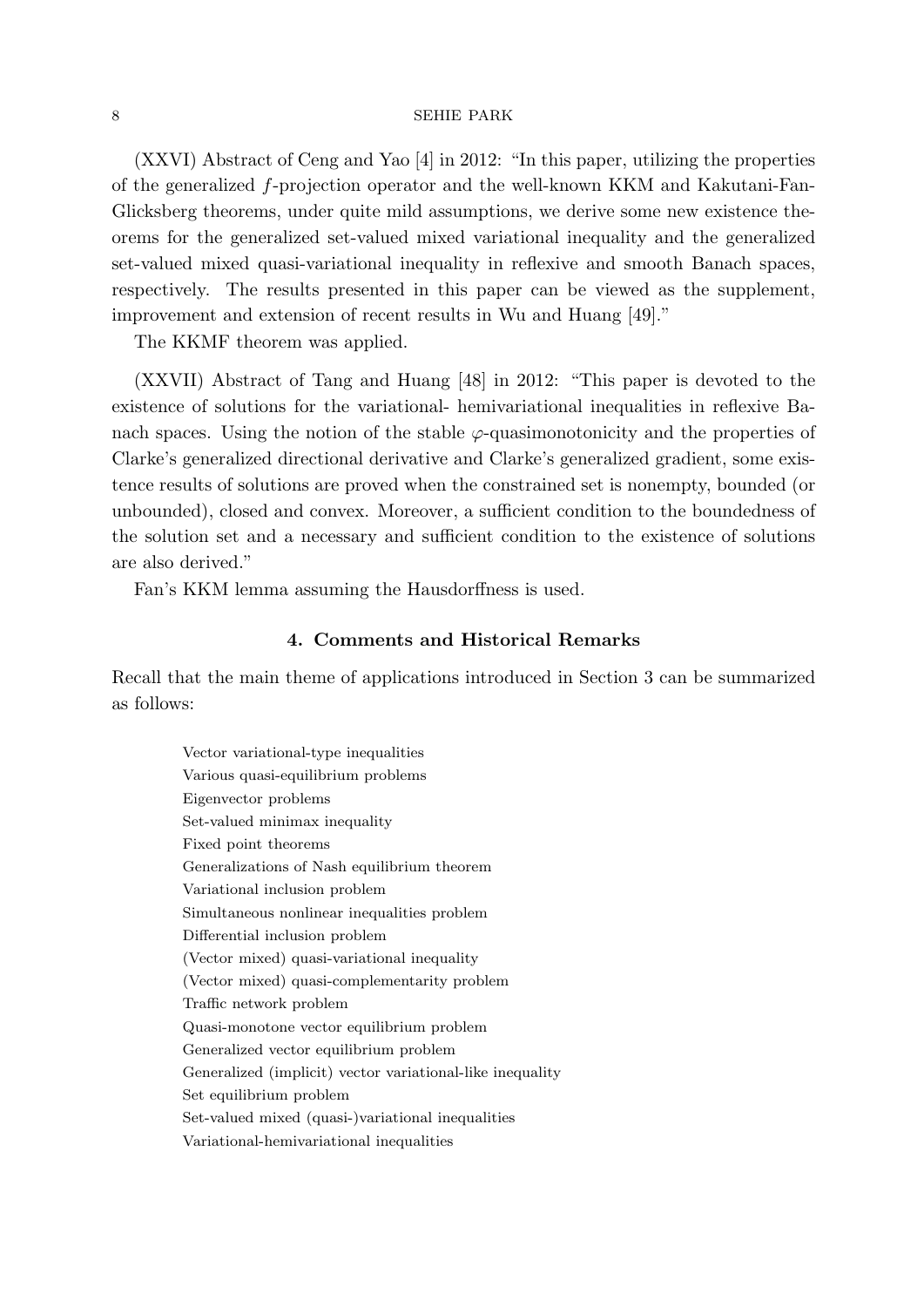(XXVI) Abstract of Ceng and Yao [4] in 2012: "In this paper, utilizing the properties of the generalized $f$-projection operator and the well-known KKM and Kakutani-Fan-Glicksberg theorems, under quite mild assumptions, we derive some new existence theorems for the generalized set-valued mixed variational inequality and the generalized set-valued mixed quasi-variational inequality in reflexive and smooth Banach spaces, respectively. The results presented in this paper can be viewed as the supplement, improvement and extension of recent results in Wu and Huang [49]."

The KKMF theorem was applied.

(XXVII) Abstract of Tang and Huang [48] in 2012: "This paper is devoted to the existence of solutions for the variational- hemivariational inequalities in reflexive Banach spaces. Using the notion of the stable $\varphi$-quasimonotonicity and the properties of Clarke's generalized directional derivative and Clarke's generalized gradient, some existence results of solutions are proved when the constrained set is nonempty, bounded (or unbounded), closed and convex. Moreover, a sufficient condition to the boundedness of the solution set and a necessary and sufficient condition to the existence of solutions are also derived."

Fan's KKM lemma assuming the Hausdorffness is used.

## 4. Comments and Historical Remarks

Recall that the main theme of applications introduced in Section 3 can be summarized as follows:

Vector variational-type inequalities
Various quasi-equilibrium problems
Eigenvector problems
Set-valued minimax inequality
Fixed point theorems
Generalizations of Nash equilibrium theorem
Variational inclusion problem
Simultaneous nonlinear inequalities problem
Differential inclusion problem
(Vector mixed) quasi-variational inequality
(Vector mixed) quasi-complementarity problem
Traffic network problem
Quasi-monotone vector equilibrium problem
Generalized vector equilibrium problem
Generalized (implicit) vector variational-like inequality
Set equilibrium problem
Set-valued mixed (quasi-)variational inequalities
Variational-hemivariational inequalities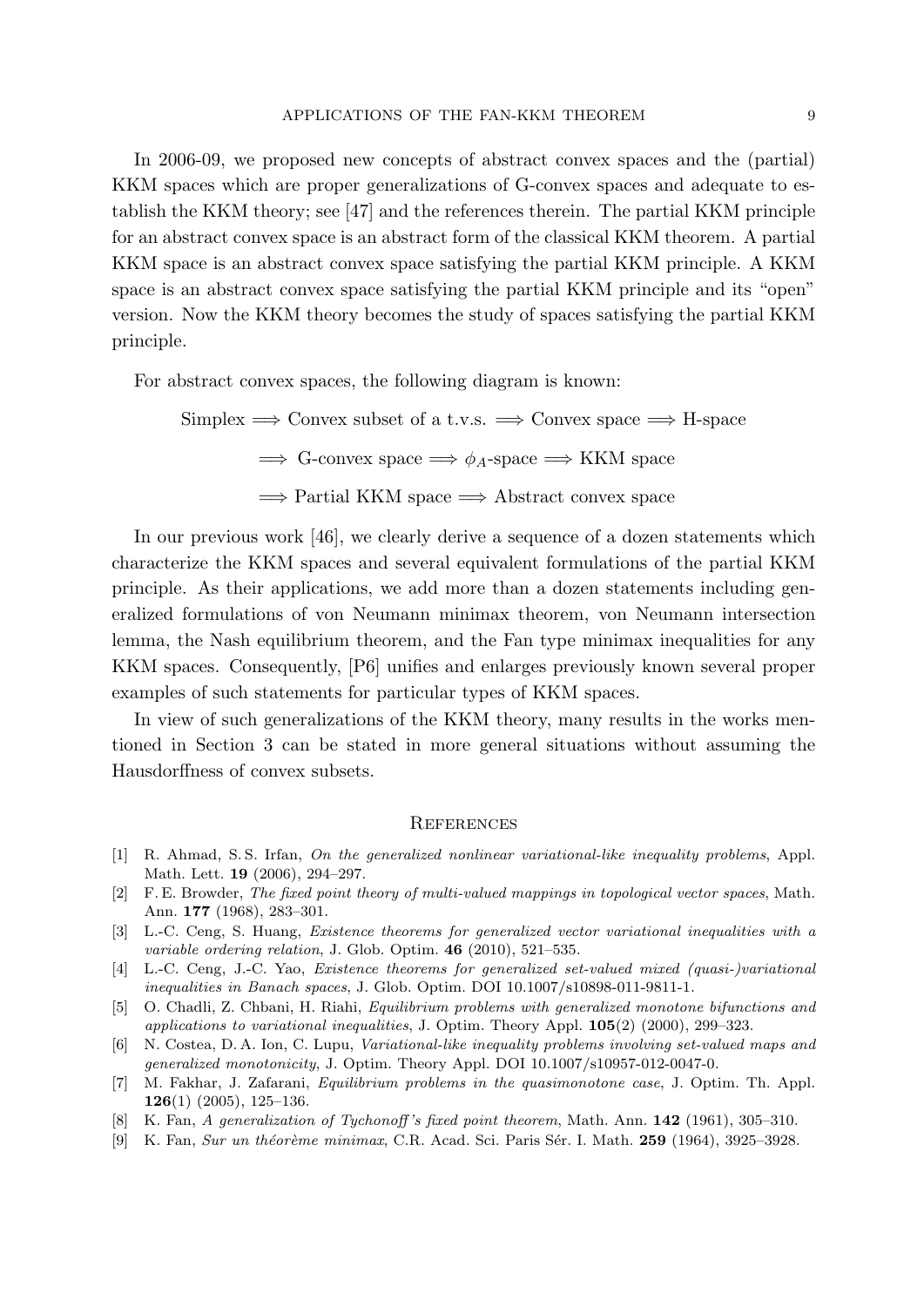In 2006-09, we proposed new concepts of abstract convex spaces and the (partial) KKM spaces which are proper generalizations of G-convex spaces and adequate to establish the KKM theory; see [47] and the references therein. The partial KKM principle for an abstract convex space is an abstract form of the classical KKM theorem. A partial KKM space is an abstract convex space satisfying the partial KKM principle. A KKM space is an abstract convex space satisfying the partial KKM principle and its "open" version. Now the KKM theory becomes the study of spaces satisfying the partial KKM principle.

For abstract convex spaces, the following diagram is known:

$$\text{Simplex} \Longrightarrow \text{Convex subset of a t.v.s.} \Longrightarrow \text{Convex space} \Longrightarrow \text{H-space}$$

$$\Longrightarrow \text{G-convex space} \Longrightarrow \phi_A\text{-space} \Longrightarrow \text{KKM space}$$

$$\Longrightarrow \text{Partial KKM space} \Longrightarrow \text{Abstract convex space}$$

In our previous work [46], we clearly derive a sequence of a dozen statements which characterize the KKM spaces and several equivalent formulations of the partial KKM principle. As their applications, we add more than a dozen statements including generalized formulations of von Neumann minimax theorem, von Neumann intersection lemma, the Nash equilibrium theorem, and the Fan type minimax inequalities for any KKM spaces. Consequently, [P6] unifies and enlarges previously known several proper examples of such statements for particular types of KKM spaces.

In view of such generalizations of the KKM theory, many results in the works mentioned in Section 3 can be stated in more general situations without assuming the Hausdorffness of convex subsets.

## References

[1] R. Ahmad, S. S. Irfan, *On the generalized nonlinear variational-like inequality problems*, Appl. Math. Lett. **19** (2006), 294–297.

[2] F. E. Browder, *The fixed point theory of multi-valued mappings in topological vector spaces*, Math. Ann. **177** (1968), 283–301.

[3] L.-C. Ceng, S. Huang, *Existence theorems for generalized vector variational inequalities with a variable ordering relation*, J. Glob. Optim. **46** (2010), 521–535.

[4] L.-C. Ceng, J.-C. Yao, *Existence theorems for generalized set-valued mixed (quasi-)variational inequalities in Banach spaces*, J. Glob. Optim. DOI 10.1007/s10898-011-9811-1.

[5] O. Chadli, Z. Chbani, H. Riahi, *Equilibrium problems with generalized monotone bifunctions and applications to variational inequalities*, J. Optim. Theory Appl. **105**(2) (2000), 299–323.

[6] N. Costea, D. A. Ion, C. Lupu, *Variational-like inequality problems involving set-valued maps and generalized monotonicity*, J. Optim. Theory Appl. DOI 10.1007/s10957-012-0047-0.

[7] M. Fakhar, J. Zafarani, *Equilibrium problems in the quasimonotone case*, J. Optim. Th. Appl. **126**(1) (2005), 125–136.

[8] K. Fan, *A generalization of Tychonoff's fixed point theorem*, Math. Ann. **142** (1961), 305–310.

[9] K. Fan, *Sur un théorème minimax*, C.R. Acad. Sci. Paris Sér. I. Math. **259** (1964), 3925–3928.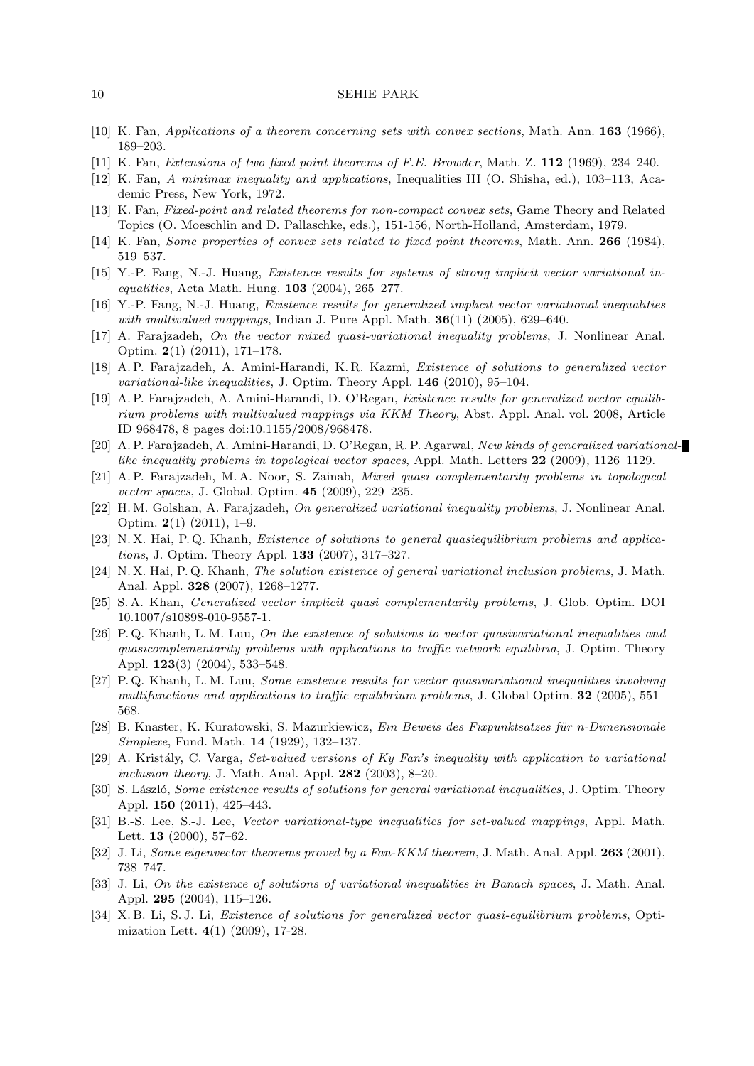[10] K. Fan, *Applications of a theorem concerning sets with convex sections*, Math. Ann. **163** (1966), 189–203.

[11] K. Fan, *Extensions of two fixed point theorems of F.E. Browder*, Math. Z. **112** (1969), 234–240.

[12] K. Fan, *A minimax inequality and applications*, Inequalities III (O. Shisha, ed.), 103–113, Academic Press, New York, 1972.

[13] K. Fan, *Fixed-point and related theorems for non-compact convex sets*, Game Theory and Related Topics (O. Moeschlin and D. Pallaschke, eds.), 151-156, North-Holland, Amsterdam, 1979.

[14] K. Fan, *Some properties of convex sets related to fixed point theorems*, Math. Ann. **266** (1984), 519–537.

[15] Y.-P. Fang, N.-J. Huang, *Existence results for systems of strong implicit vector variational inequalities*, Acta Math. Hung. **103** (2004), 265–277.

[16] Y.-P. Fang, N.-J. Huang, *Existence results for generalized implicit vector variational inequalities with multivalued mappings*, Indian J. Pure Appl. Math. **36**(11) (2005), 629–640.

[17] A. Farajzadeh, *On the vector mixed quasi-variational inequality problems*, J. Nonlinear Anal. Optim. **2**(1) (2011), 171–178.

[18] A. P. Farajzadeh, A. Amini-Harandi, K. R. Kazmi, *Existence of solutions to generalized vector variational-like inequalities*, J. Optim. Theory Appl. **146** (2010), 95–104.

[19] A. P. Farajzadeh, A. Amini-Harandi, D. O'Regan, *Existence results for generalized vector equilibrium problems with multivalued mappings via KKM Theory*, Abst. Appl. Anal. vol. 2008, Article ID 968478, 8 pages doi:10.1155/2008/968478.

[20] A. P. Farajzadeh, A. Amini-Harandi, D. O'Regan, R. P. Agarwal, *New kinds of generalized variational-like inequality problems in topological vector spaces*, Appl. Math. Letters **22** (2009), 1126–1129.

[21] A. P. Farajzadeh, M. A. Noor, S. Zainab, *Mixed quasi complementarity problems in topological vector spaces*, J. Global. Optim. **45** (2009), 229–235.

[22] H. M. Golshan, A. Farajzadeh, *On generalized variational inequality problems*, J. Nonlinear Anal. Optim. **2**(1) (2011), 1–9.

[23] N. X. Hai, P. Q. Khanh, *Existence of solutions to general quasiequilibrium problems and applications*, J. Optim. Theory Appl. **133** (2007), 317–327.

[24] N. X. Hai, P. Q. Khanh, *The solution existence of general variational inclusion problems*, J. Math. Anal. Appl. **328** (2007), 1268–1277.

[25] S. A. Khan, *Generalized vector implicit quasi complementarity problems*, J. Glob. Optim. DOI 10.1007/s10898-010-9557-1.

[26] P. Q. Khanh, L. M. Luu, *On the existence of solutions to vector quasivariational inequalities and quasicomplementarity problems with applications to traffic network equilibria*, J. Optim. Theory Appl. **123**(3) (2004), 533–548.

[27] P. Q. Khanh, L. M. Luu, *Some existence results for vector quasivariational inequalities involving multifunctions and applications to traffic equilibrium problems*, J. Global Optim. **32** (2005), 551–568.

[28] B. Knaster, K. Kuratowski, S. Mazurkiewicz, *Ein Beweis des Fixpunktsatzes für n-Dimensionale Simplexe*, Fund. Math. **14** (1929), 132–137.

[29] A. Kristály, C. Varga, *Set-valued versions of Ky Fan's inequality with application to variational inclusion theory*, J. Math. Anal. Appl. **282** (2003), 8–20.

[30] S. László, *Some existence results of solutions for general variational inequalities*, J. Optim. Theory Appl. **150** (2011), 425–443.

[31] B.-S. Lee, S.-J. Lee, *Vector variational-type inequalities for set-valued mappings*, Appl. Math. Lett. **13** (2000), 57–62.

[32] J. Li, *Some eigenvector theorems proved by a Fan-KKM theorem*, J. Math. Anal. Appl. **263** (2001), 738–747.

[33] J. Li, *On the existence of solutions of variational inequalities in Banach spaces*, J. Math. Anal. Appl. **295** (2004), 115–126.

[34] X. B. Li, S. J. Li, *Existence of solutions for generalized vector quasi-equilibrium problems*, Optimization Lett. **4**(1) (2009), 17-28.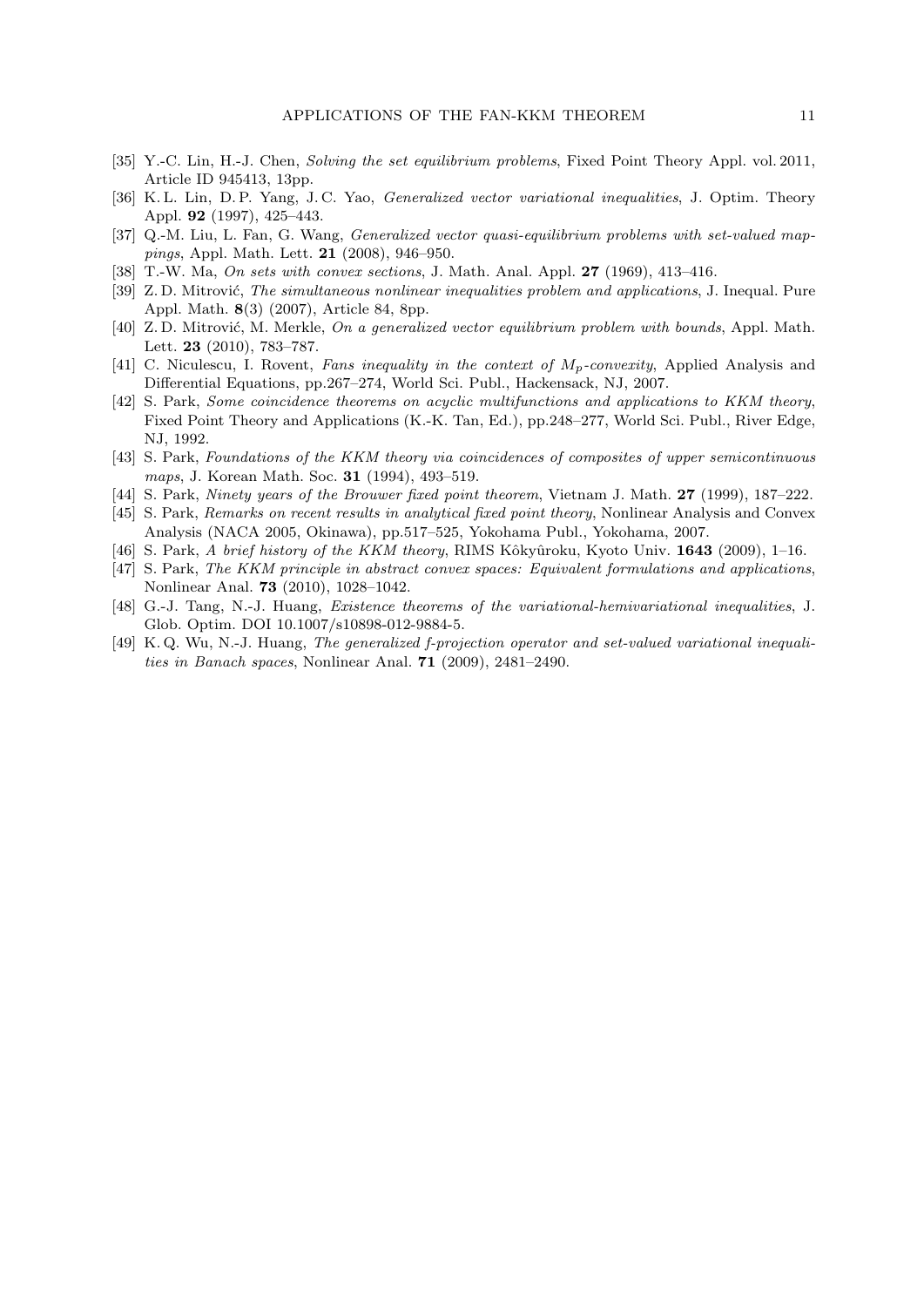[35] Y.-C. Lin, H.-J. Chen, *Solving the set equilibrium problems*, Fixed Point Theory Appl. vol. 2011, Article ID 945413, 13pp.

[36] K. L. Lin, D. P. Yang, J. C. Yao, *Generalized vector variational inequalities*, J. Optim. Theory Appl. **92** (1997), 425–443.

[37] Q.-M. Liu, L. Fan, G. Wang, *Generalized vector quasi-equilibrium problems with set-valued mappings*, Appl. Math. Lett. **21** (2008), 946–950.

[38] T.-W. Ma, *On sets with convex sections*, J. Math. Anal. Appl. **27** (1969), 413–416.

[39] Z. D. Mitrović, *The simultaneous nonlinear inequalities problem and applications*, J. Inequal. Pure Appl. Math. **8**(3) (2007), Article 84, 8pp.

[40] Z. D. Mitrović, M. Merkle, *On a generalized vector equilibrium problem with bounds*, Appl. Math. Lett. **23** (2010), 783–787.

[41] C. Niculescu, I. Rovent, *Fans inequality in the context of $M_p$-convexity*, Applied Analysis and Differential Equations, pp.267–274, World Sci. Publ., Hackensack, NJ, 2007.

[42] S. Park, *Some coincidence theorems on acyclic multifunctions and applications to KKM theory*, Fixed Point Theory and Applications (K.-K. Tan, Ed.), pp.248–277, World Sci. Publ., River Edge, NJ, 1992.

[43] S. Park, *Foundations of the KKM theory via coincidences of composites of upper semicontinuous maps*, J. Korean Math. Soc. **31** (1994), 493–519.

[44] S. Park, *Ninety years of the Brouwer fixed point theorem*, Vietnam J. Math. **27** (1999), 187–222.

[45] S. Park, *Remarks on recent results in analytical fixed point theory*, Nonlinear Analysis and Convex Analysis (NACA 2005, Okinawa), pp.517–525, Yokohama Publ., Yokohama, 2007.

[46] S. Park, *A brief history of the KKM theory*, RIMS Kôkyûroku, Kyoto Univ. **1643** (2009), 1–16.

[47] S. Park, *The KKM principle in abstract convex spaces: Equivalent formulations and applications*, Nonlinear Anal. **73** (2010), 1028–1042.

[48] G.-J. Tang, N.-J. Huang, *Existence theorems of the variational-hemivariational inequalities*, J. Glob. Optim. DOI 10.1007/s10898-012-9884-5.

[49] K. Q. Wu, N.-J. Huang, *The generalized f-projection operator and set-valued variational inequalities in Banach spaces*, Nonlinear Anal. **71** (2009), 2481–2490.